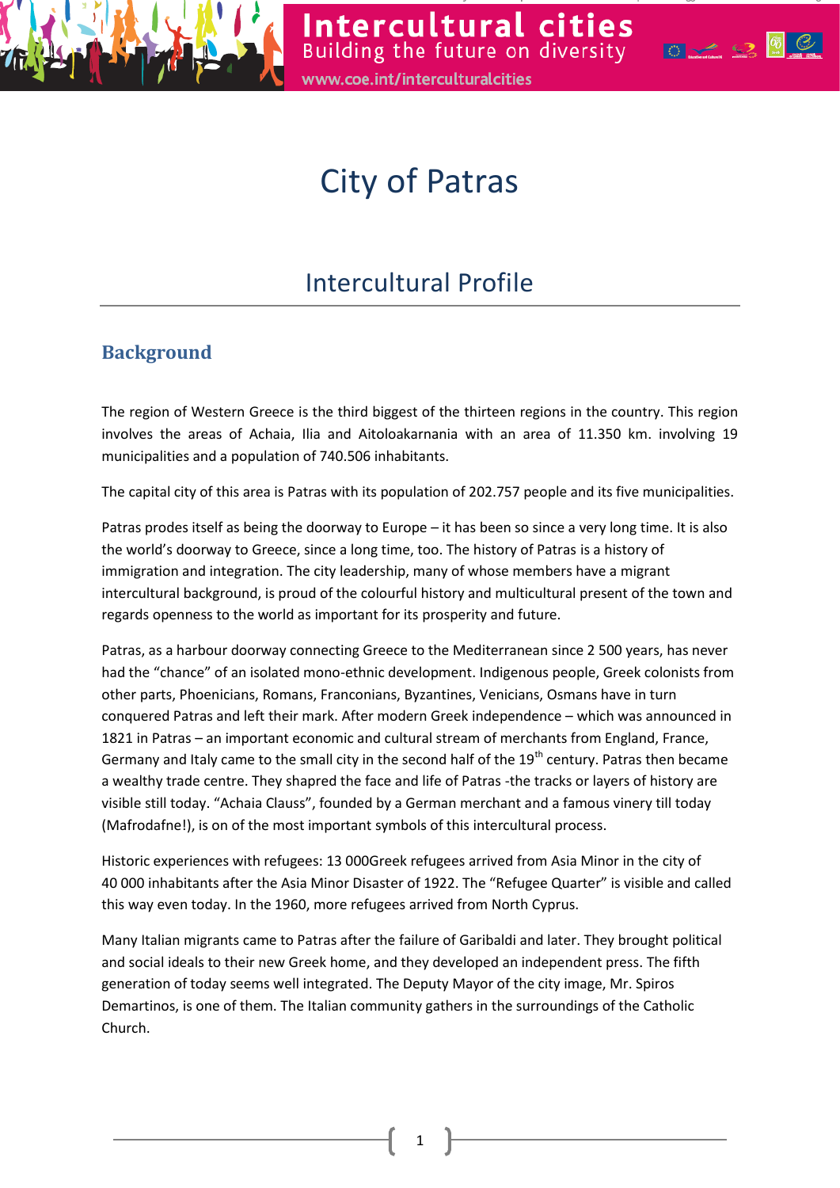# City of Patras

## Intercultural Profile

### Background

The region of Western Greece is the third biggest of the thirteen regions in the country. This region involves the areas of Achaia, Ilia and Aitoloakarnania with an area of 11.350 km. involving 19 municipalities and a population of 740.506 inhabitants.

The capital city of this area is Patras with its population of 202.757 people and its five municipalities.

Patras prodes itself as being the doorway to Europe – it has been so since a very long time. It is also the world's doorway to Greece, since a long time, too. The history of Patras is a history of immigration and integration. The city leadership, many of whose members have a migrant intercultural background, is proud of the colourful history and multicultural present of the town and regards openness to the world as important for its prosperity and future.

Patras, as a harbour doorway connecting Greece to the Mediterranean since 2 500 years, has never had the "chance" of an isolated mono-ethnic development. Indigenous people, Greek colonists from other parts, Phoenicians, Romans, Franconians, Byzantines, Venicians, Osmans have in turn conquered Patras and left their mark. After modern Greek independence – which was announced in 1821 in Patras – an important economic and cultural stream of merchants from England, France, Germany and Italy came to the small city in the second half of the 19th century. Patras then became a wealthy trade centre. They shapred the face and life of Patras -the tracks or layers of history are visible still today. "Achaia Clauss", founded by a German merchant and a famous vinery till today (Mafrodafne!), is on of the most important symbols of this intercultural process.

Historic experiences with refugees: 13 000Greek refugees arrived from Asia Minor in the city of 40 000 inhabitants after the Asia Minor Disaster of 1922. The "Refugee Quarter" is visible and called this way even today. In the 1960, more refugees arrived from North Cyprus.

Many Italian migrants came to Patras after the failure of Garibaldi and later. They brought political and social ideals to their new Greek home, and they developed an independent press. The fifth generation of today seems well integrated. The Deputy Mayor of the city image, Mr. Spiros Demartinos, is one of them. The Italian community gathers in the surroundings of the Catholic Church.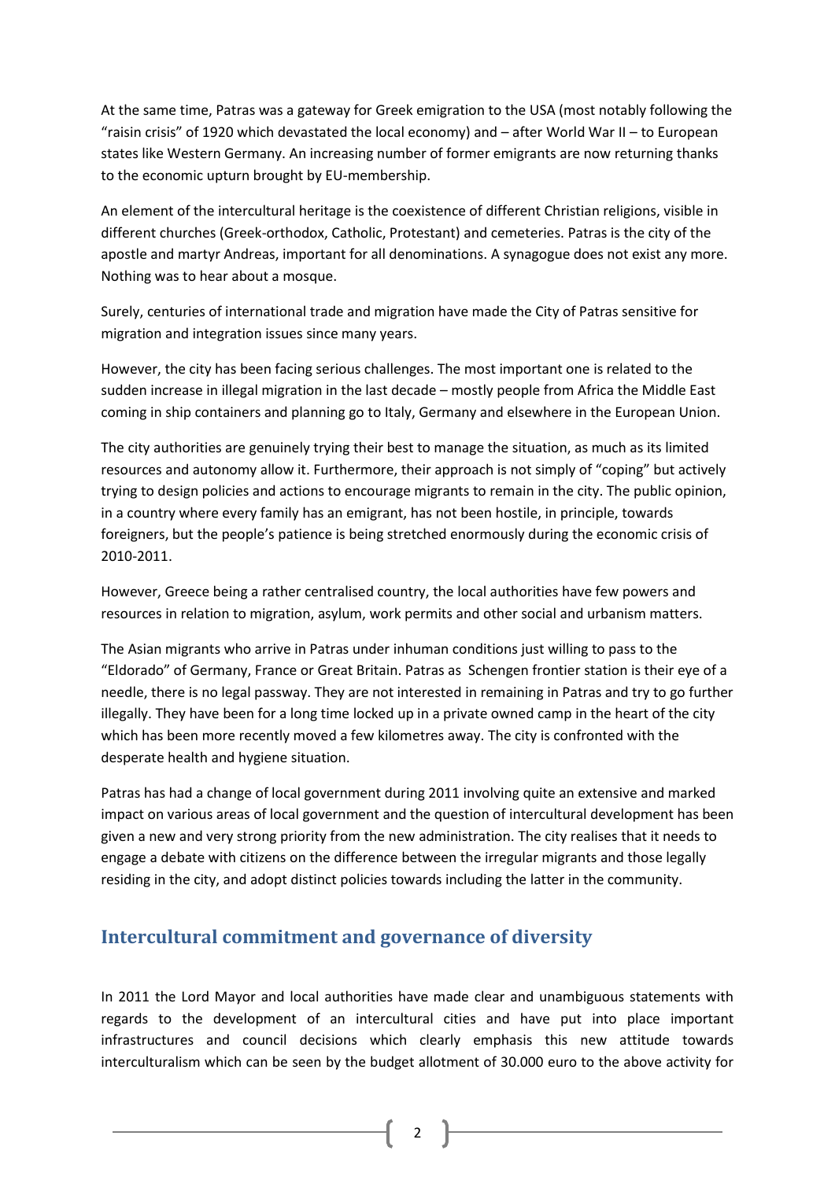At the same time, Patras was a gateway for Greek emigration to the USA (most notably following the "raisin crisis" of 1920 which devastated the local economy) and – after World War II – to European states like Western Germany. An increasing number of former emigrants are now returning thanks to the economic upturn brought by EU-membership.

An element of the intercultural heritage is the coexistence of different Christian religions, visible in different churches (Greek-orthodox, Catholic, Protestant) and cemeteries. Patras is the city of the apostle and martyr Andreas, important for all denominations. A synagogue does not exist any more. Nothing was to hear about a mosque.

Surely, centuries of international trade and migration have made the City of Patras sensitive for migration and integration issues since many years.

However, the city has been facing serious challenges. The most important one is related to the sudden increase in illegal migration in the last decade – mostly people from Africa the Middle East coming in ship containers and planning go to Italy, Germany and elsewhere in the European Union.

The city authorities are genuinely trying their best to manage the situation, as much as its limited resources and autonomy allow it. Furthermore, their approach is not simply of "coping" but actively trying to design policies and actions to encourage migrants to remain in the city. The public opinion, in a country where every family has an emigrant, has not been hostile, in principle, towards foreigners, but the people's patience is being stretched enormously during the economic crisis of 2010-2011.

However, Greece being a rather centralised country, the local authorities have few powers and resources in relation to migration, asylum, work permits and other social and urbanism matters.

The Asian migrants who arrive in Patras under inhuman conditions just willing to pass to the "Eldorado" of Germany, France or Great Britain. Patras as Schengen frontier station is their eye of a needle, there is no legal passway. They are not interested in remaining in Patras and try to go further illegally. They have been for a long time locked up in a private owned camp in the heart of the city which has been more recently moved a few kilometres away. The city is confronted with the desperate health and hygiene situation.

Patras has had a change of local government during 2011 involving quite an extensive and marked impact on various areas of local government and the question of intercultural development has been given a new and very strong priority from the new administration. The city realises that it needs to engage a debate with citizens on the difference between the irregular migrants and those legally residing in the city, and adopt distinct policies towards including the latter in the community.

## Intercultural commitment and governance of diversity

In 2011 the Lord Mayor and local authorities have made clear and unambiguous statements with regards to the development of an intercultural cities and have put into place important infrastructures and council decisions which clearly emphasis this new attitude towards interculturalism which can be seen by the budget allotment of 30.000 euro to the above activity for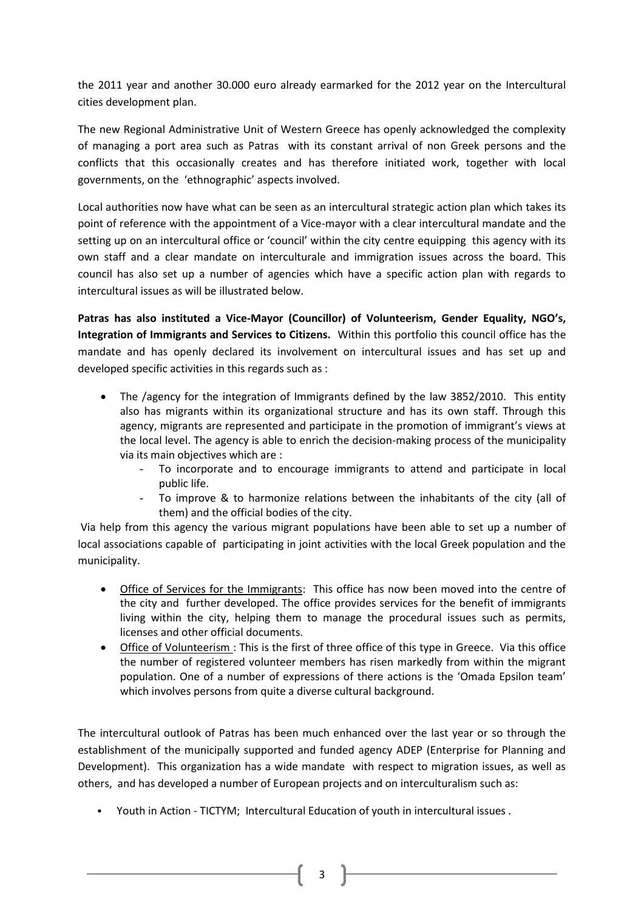the 2011 year and another 30.000 euro already earmarked for the 2012 year on the Intercultural cities development plan.

The new Regional Administrative Unit of Western Greece has openly acknowledged the complexity of managing a port area such as Patras with its constant arrival of non Greek persons and the conflicts that this occasionally creates and has therefore initiated work, together with local governments, on the 'ethnographic' aspects involved.

Local authorities now have what can be seen as an intercultural strategic action plan which takes its point of reference with the appointment of a Vice-mayor with a clear intercultural mandate and the setting up on an intercultural office or 'council' within the city centre equipping this agency with its own staff and a clear mandate on interculturale and immigration issues across the board. This council has also set up a number of agencies which have a specific action plan with regards to intercultural issues as will be illustrated below.

**Patras has also instituted a Vice-Mayor (Councillor) of Volunteerism, Gender Equality, NGO's, Integration of Immigrants and Services to Citizens.** Within this portfolio this council office has the mandate and has openly declared its involvement on intercultural issues and has set up and developed specific activities in this regards such as :

- The /agency for the integration of Immigrants defined by the law 3852/2010. This entity also has migrants within its organizational structure and has its own staff. Through this agency, migrants are represented and participate in the promotion of immigrant's views at the local level. The agency is able to enrich the decision-making process of the municipality via its main objectives which are :
  - To incorporate and to encourage immigrants to attend and participate in local public life.
  - To improve & to harmonize relations between the inhabitants of the city (all of them) and the official bodies of the city.

Via help from this agency the various migrant populations have been able to set up a number of local associations capable of participating in joint activities with the local Greek population and the municipality.

- Office of Services for the Immigrants: This office has now been moved into the centre of the city and further developed. The office provides services for the benefit of immigrants living within the city, helping them to manage the procedural issues such as permits, licenses and other official documents.
- Office of Volunteerism : This is the first of three office of this type in Greece. Via this office the number of registered volunteer members has risen markedly from within the migrant population. One of a number of expressions of there actions is the 'Omada Epsilon team' which involves persons from quite a diverse cultural background.

The intercultural outlook of Patras has been much enhanced over the last year or so through the establishment of the municipally supported and funded agency ADEP (Enterprise for Planning and Development). This organization has a wide mandate with respect to migration issues, as well as others, and has developed a number of European projects and on interculturalism such as:

- Youth in Action - TICTYM; Intercultural Education of youth in intercultural issues .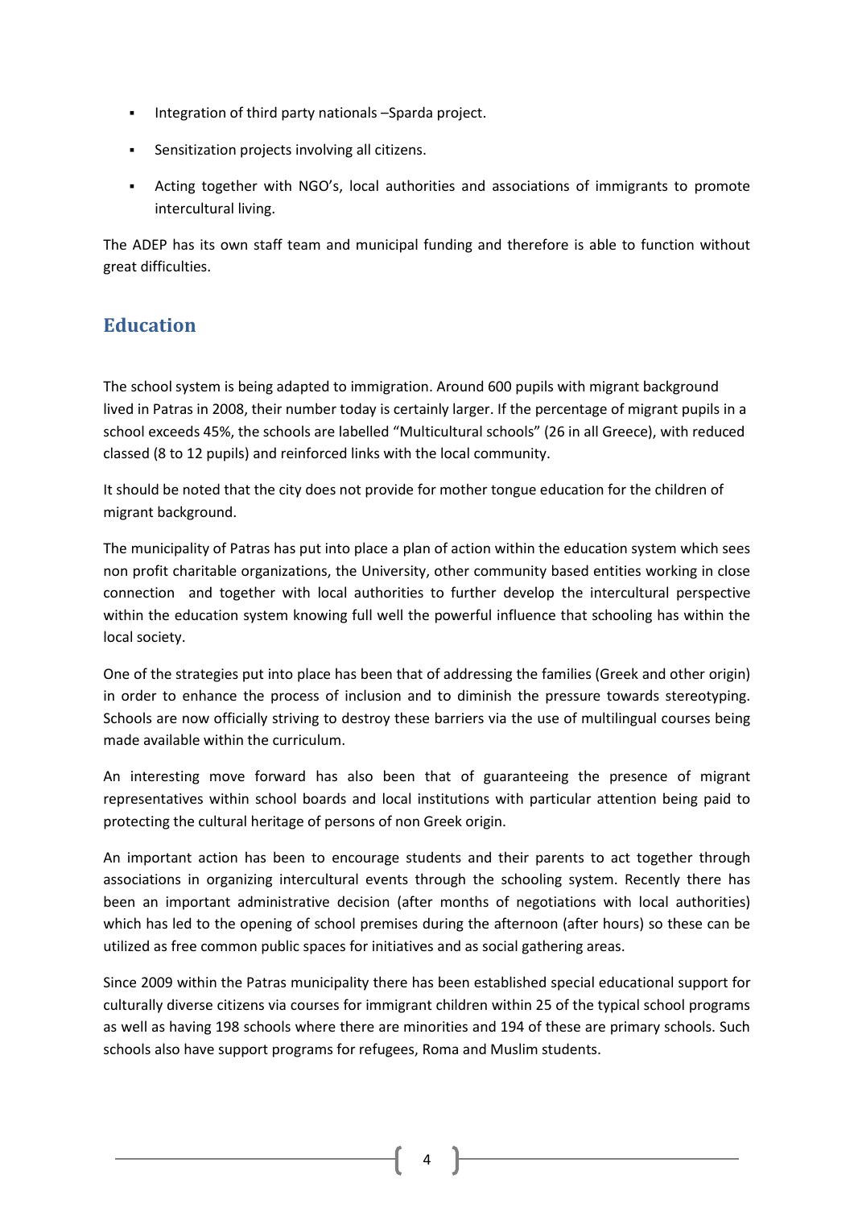- Integration of third party nationals –Sparda project.
- Sensitization projects involving all citizens.
- Acting together with NGO's, local authorities and associations of immigrants to promote intercultural living.

The ADEP has its own staff team and municipal funding and therefore is able to function without great difficulties.

## Education

The school system is being adapted to immigration. Around 600 pupils with migrant background lived in Patras in 2008, their number today is certainly larger. If the percentage of migrant pupils in a school exceeds 45%, the schools are labelled "Multicultural schools" (26 in all Greece), with reduced classed (8 to 12 pupils) and reinforced links with the local community.

It should be noted that the city does not provide for mother tongue education for the children of migrant background.

The municipality of Patras has put into place a plan of action within the education system which sees non profit charitable organizations, the University, other community based entities working in close connection and together with local authorities to further develop the intercultural perspective within the education system knowing full well the powerful influence that schooling has within the local society.

One of the strategies put into place has been that of addressing the families (Greek and other origin) in order to enhance the process of inclusion and to diminish the pressure towards stereotyping. Schools are now officially striving to destroy these barriers via the use of multilingual courses being made available within the curriculum.

An interesting move forward has also been that of guaranteeing the presence of migrant representatives within school boards and local institutions with particular attention being paid to protecting the cultural heritage of persons of non Greek origin.

An important action has been to encourage students and their parents to act together through associations in organizing intercultural events through the schooling system. Recently there has been an important administrative decision (after months of negotiations with local authorities) which has led to the opening of school premises during the afternoon (after hours) so these can be utilized as free common public spaces for initiatives and as social gathering areas.

Since 2009 within the Patras municipality there has been established special educational support for culturally diverse citizens via courses for immigrant children within 25 of the typical school programs as well as having 198 schools where there are minorities and 194 of these are primary schools. Such schools also have support programs for refugees, Roma and Muslim students.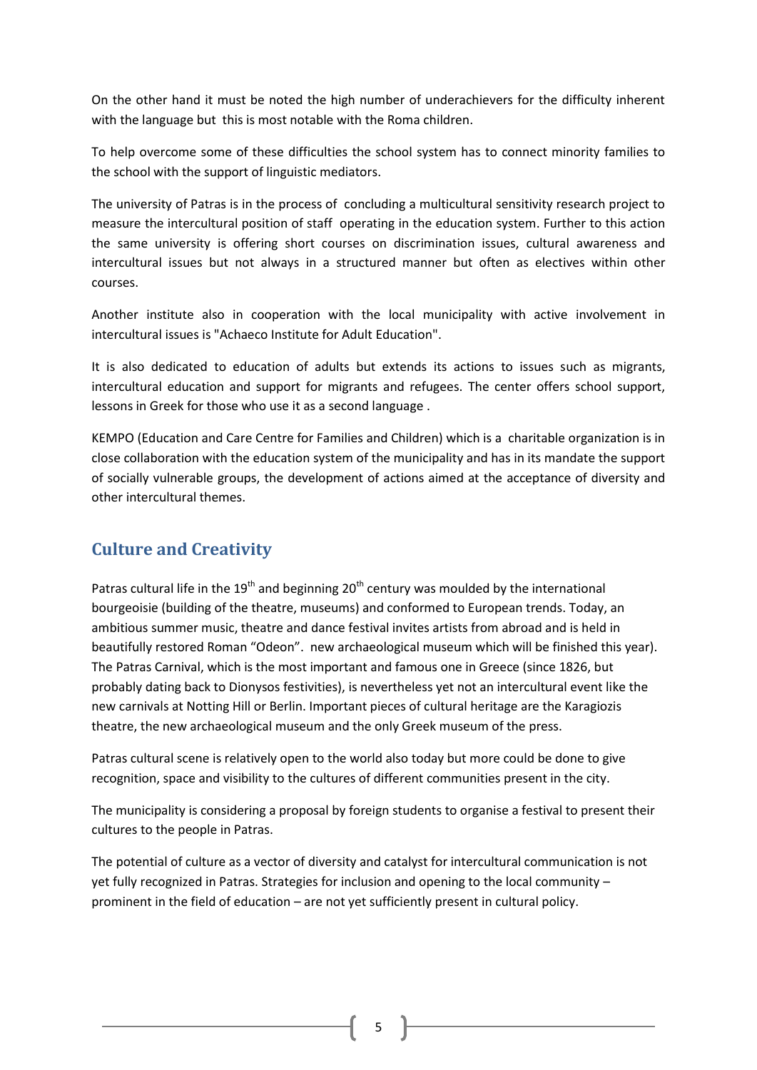On the other hand it must be noted the high number of underachievers for the difficulty inherent with the language but this is most notable with the Roma children.

To help overcome some of these difficulties the school system has to connect minority families to the school with the support of linguistic mediators.

The university of Patras is in the process of concluding a multicultural sensitivity research project to measure the intercultural position of staff operating in the education system. Further to this action the same university is offering short courses on discrimination issues, cultural awareness and intercultural issues but not always in a structured manner but often as electives within other courses.

Another institute also in cooperation with the local municipality with active involvement in intercultural issues is "Achaeco Institute for Adult Education".

It is also dedicated to education of adults but extends its actions to issues such as migrants, intercultural education and support for migrants and refugees. The center offers school support, lessons in Greek for those who use it as a second language .

KEMPO (Education and Care Centre for Families and Children) which is a charitable organization is in close collaboration with the education system of the municipality and has in its mandate the support of socially vulnerable groups, the development of actions aimed at the acceptance of diversity and other intercultural themes.

## Culture and Creativity

Patras cultural life in the 19th and beginning 20th century was moulded by the international bourgeoisie (building of the theatre, museums) and conformed to European trends. Today, an ambitious summer music, theatre and dance festival invites artists from abroad and is held in beautifully restored Roman "Odeon". new archaeological museum which will be finished this year). The Patras Carnival, which is the most important and famous one in Greece (since 1826, but probably dating back to Dionysos festivities), is nevertheless yet not an intercultural event like the new carnivals at Notting Hill or Berlin. Important pieces of cultural heritage are the Karagiozis theatre, the new archaeological museum and the only Greek museum of the press.

Patras cultural scene is relatively open to the world also today but more could be done to give recognition, space and visibility to the cultures of different communities present in the city.

The municipality is considering a proposal by foreign students to organise a festival to present their cultures to the people in Patras.

The potential of culture as a vector of diversity and catalyst for intercultural communication is not yet fully recognized in Patras. Strategies for inclusion and opening to the local community – prominent in the field of education – are not yet sufficiently present in cultural policy.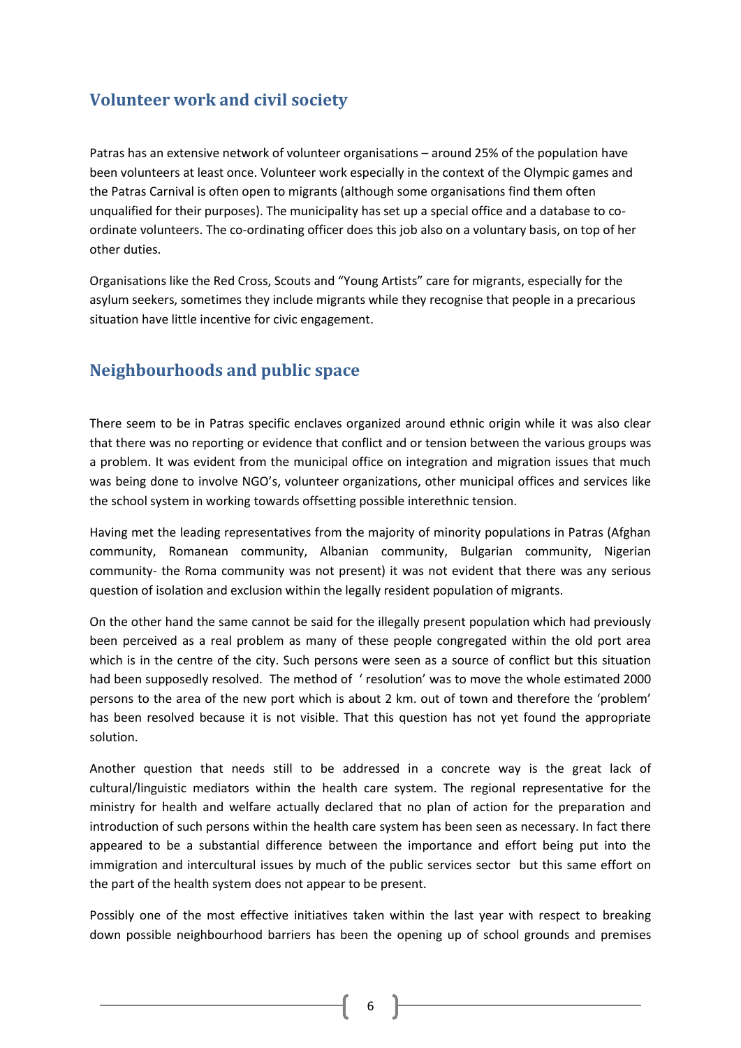## Volunteer work and civil society

Patras has an extensive network of volunteer organisations – around 25% of the population have been volunteers at least once. Volunteer work especially in the context of the Olympic games and the Patras Carnival is often open to migrants (although some organisations find them often unqualified for their purposes). The municipality has set up a special office and a database to co-ordinate volunteers. The co-ordinating officer does this job also on a voluntary basis, on top of her other duties.

Organisations like the Red Cross, Scouts and "Young Artists" care for migrants, especially for the asylum seekers, sometimes they include migrants while they recognise that people in a precarious situation have little incentive for civic engagement.

## Neighbourhoods and public space

There seem to be in Patras specific enclaves organized around ethnic origin while it was also clear that there was no reporting or evidence that conflict and or tension between the various groups was a problem. It was evident from the municipal office on integration and migration issues that much was being done to involve NGO's, volunteer organizations, other municipal offices and services like the school system in working towards offsetting possible interethnic tension.

Having met the leading representatives from the majority of minority populations in Patras (Afghan community, Romanean community, Albanian community, Bulgarian community, Nigerian community- the Roma community was not present) it was not evident that there was any serious question of isolation and exclusion within the legally resident population of migrants.

On the other hand the same cannot be said for the illegally present population which had previously been perceived as a real problem as many of these people congregated within the old port area which is in the centre of the city. Such persons were seen as a source of conflict but this situation had been supposedly resolved. The method of ' resolution' was to move the whole estimated 2000 persons to the area of the new port which is about 2 km. out of town and therefore the 'problem' has been resolved because it is not visible. That this question has not yet found the appropriate solution.

Another question that needs still to be addressed in a concrete way is the great lack of cultural/linguistic mediators within the health care system. The regional representative for the ministry for health and welfare actually declared that no plan of action for the preparation and introduction of such persons within the health care system has been seen as necessary. In fact there appeared to be a substantial difference between the importance and effort being put into the immigration and intercultural issues by much of the public services sector but this same effort on the part of the health system does not appear to be present.

Possibly one of the most effective initiatives taken within the last year with respect to breaking down possible neighbourhood barriers has been the opening up of school grounds and premises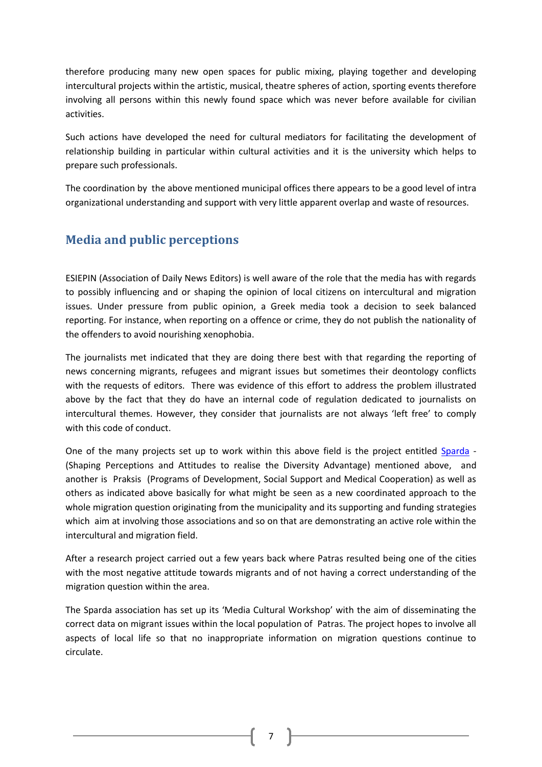therefore producing many new open spaces for public mixing, playing together and developing intercultural projects within the artistic, musical, theatre spheres of action, sporting events therefore involving all persons within this newly found space which was never before available for civilian activities.

Such actions have developed the need for cultural mediators for facilitating the development of relationship building in particular within cultural activities and it is the university which helps to prepare such professionals.

The coordination by the above mentioned municipal offices there appears to be a good level of intra organizational understanding and support with very little apparent overlap and waste of resources.

## Media and public perceptions

ESIEPIN (Association of Daily News Editors) is well aware of the role that the media has with regards to possibly influencing and or shaping the opinion of local citizens on intercultural and migration issues. Under pressure from public opinion, a Greek media took a decision to seek balanced reporting. For instance, when reporting on a offence or crime, they do not publish the nationality of the offenders to avoid nourishing xenophobia.

The journalists met indicated that they are doing there best with that regarding the reporting of news concerning migrants, refugees and migrant issues but sometimes their deontology conflicts with the requests of editors. There was evidence of this effort to address the problem illustrated above by the fact that they do have an internal code of regulation dedicated to journalists on intercultural themes. However, they consider that journalists are not always 'left free' to comply with this code of conduct.

One of the many projects set up to work within this above field is the project entitled Sparda - (Shaping Perceptions and Attitudes to realise the Diversity Advantage) mentioned above, and another is Praksis (Programs of Development, Social Support and Medical Cooperation) as well as others as indicated above basically for what might be seen as a new coordinated approach to the whole migration question originating from the municipality and its supporting and funding strategies which aim at involving those associations and so on that are demonstrating an active role within the intercultural and migration field.

After a research project carried out a few years back where Patras resulted being one of the cities with the most negative attitude towards migrants and of not having a correct understanding of the migration question within the area.

The Sparda association has set up its 'Media Cultural Workshop' with the aim of disseminating the correct data on migrant issues within the local population of Patras. The project hopes to involve all aspects of local life so that no inappropriate information on migration questions continue to circulate.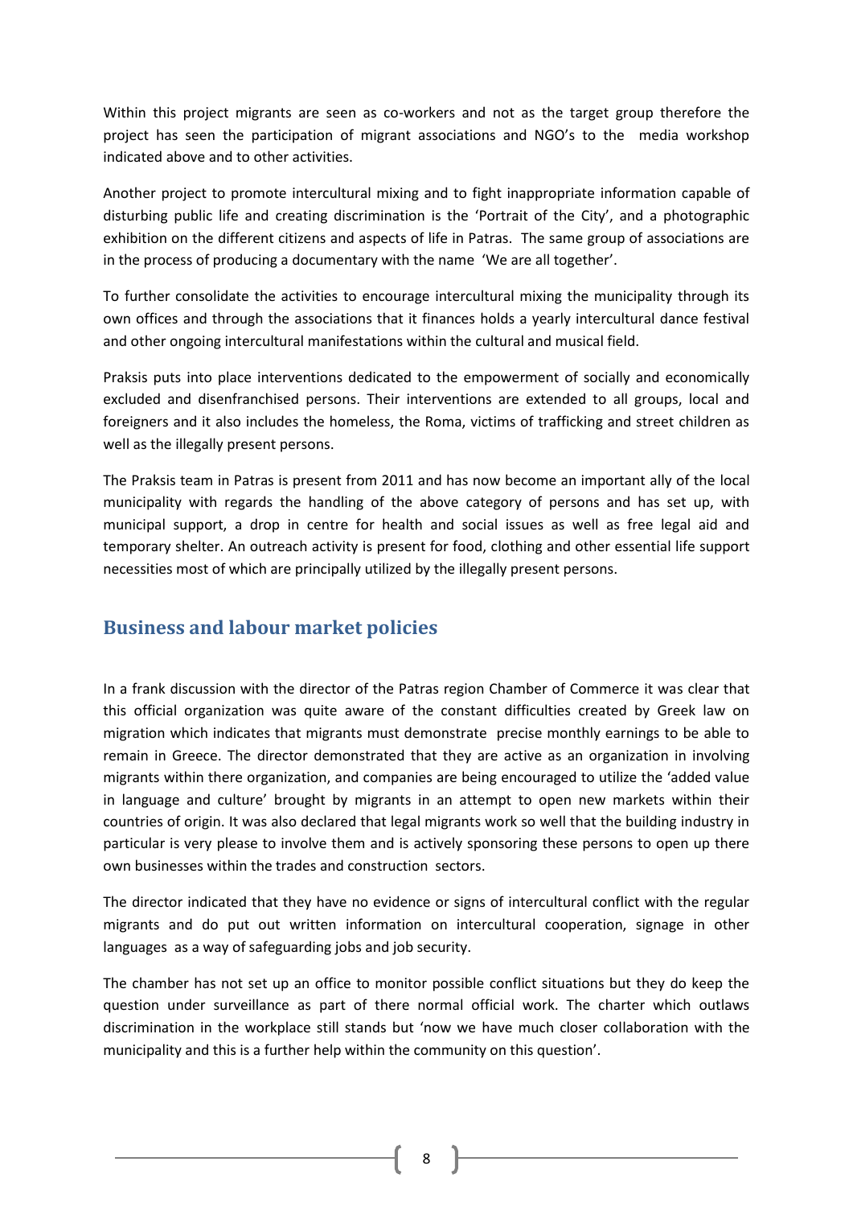Within this project migrants are seen as co-workers and not as the target group therefore the project has seen the participation of migrant associations and NGO's to the media workshop indicated above and to other activities.

Another project to promote intercultural mixing and to fight inappropriate information capable of disturbing public life and creating discrimination is the 'Portrait of the City', and a photographic exhibition on the different citizens and aspects of life in Patras. The same group of associations are in the process of producing a documentary with the name 'We are all together'.

To further consolidate the activities to encourage intercultural mixing the municipality through its own offices and through the associations that it finances holds a yearly intercultural dance festival and other ongoing intercultural manifestations within the cultural and musical field.

Praksis puts into place interventions dedicated to the empowerment of socially and economically excluded and disenfranchised persons. Their interventions are extended to all groups, local and foreigners and it also includes the homeless, the Roma, victims of trafficking and street children as well as the illegally present persons.

The Praksis team in Patras is present from 2011 and has now become an important ally of the local municipality with regards the handling of the above category of persons and has set up, with municipal support, a drop in centre for health and social issues as well as free legal aid and temporary shelter. An outreach activity is present for food, clothing and other essential life support necessities most of which are principally utilized by the illegally present persons.

## Business and labour market policies

In a frank discussion with the director of the Patras region Chamber of Commerce it was clear that this official organization was quite aware of the constant difficulties created by Greek law on migration which indicates that migrants must demonstrate precise monthly earnings to be able to remain in Greece. The director demonstrated that they are active as an organization in involving migrants within there organization, and companies are being encouraged to utilize the 'added value in language and culture' brought by migrants in an attempt to open new markets within their countries of origin. It was also declared that legal migrants work so well that the building industry in particular is very please to involve them and is actively sponsoring these persons to open up there own businesses within the trades and construction sectors.

The director indicated that they have no evidence or signs of intercultural conflict with the regular migrants and do put out written information on intercultural cooperation, signage in other languages as a way of safeguarding jobs and job security.

The chamber has not set up an office to monitor possible conflict situations but they do keep the question under surveillance as part of there normal official work. The charter which outlaws discrimination in the workplace still stands but 'now we have much closer collaboration with the municipality and this is a further help within the community on this question'.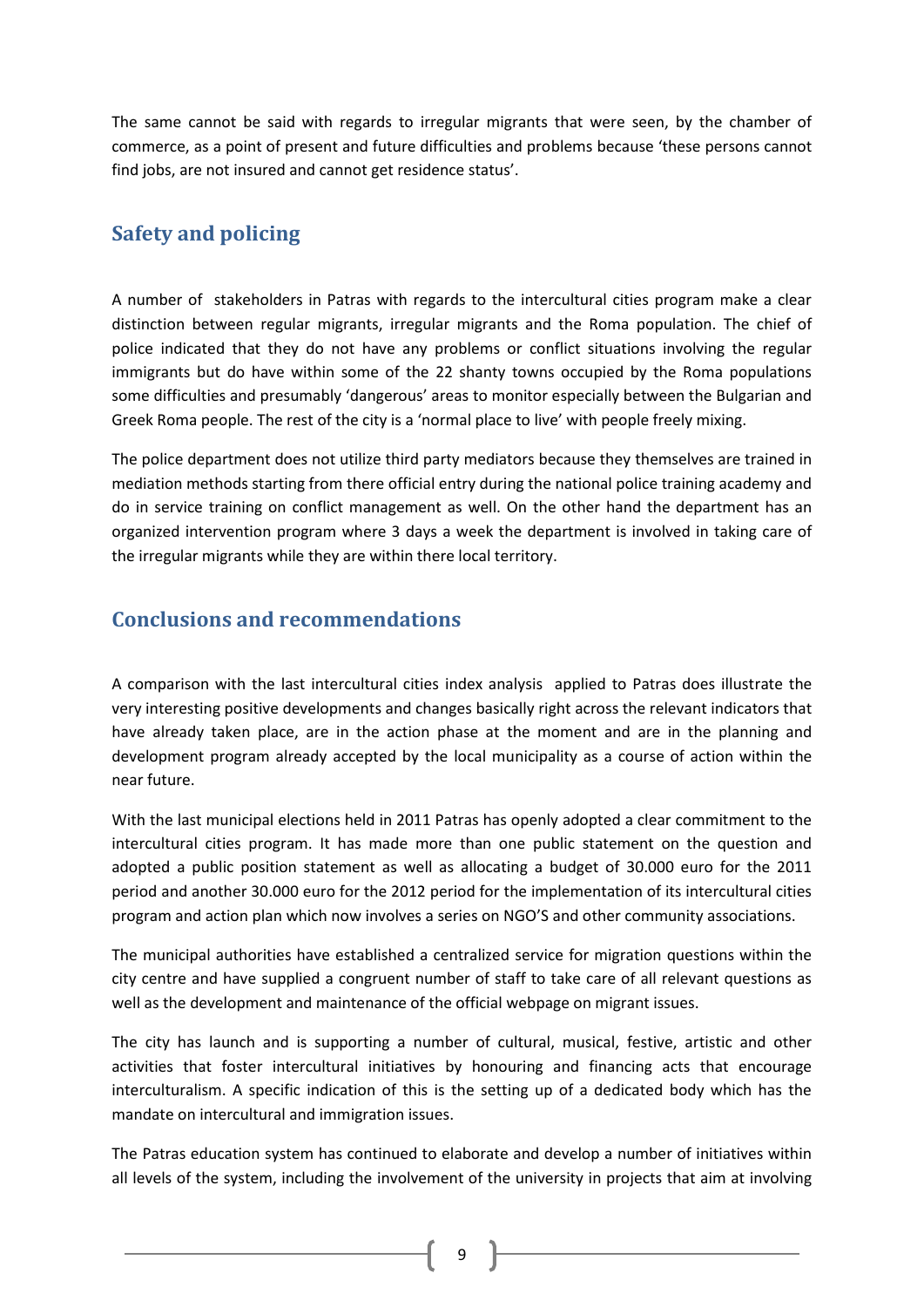The same cannot be said with regards to irregular migrants that were seen, by the chamber of commerce, as a point of present and future difficulties and problems because 'these persons cannot find jobs, are not insured and cannot get residence status'.

## Safety and policing

A number of stakeholders in Patras with regards to the intercultural cities program make a clear distinction between regular migrants, irregular migrants and the Roma population. The chief of police indicated that they do not have any problems or conflict situations involving the regular immigrants but do have within some of the 22 shanty towns occupied by the Roma populations some difficulties and presumably 'dangerous' areas to monitor especially between the Bulgarian and Greek Roma people. The rest of the city is a 'normal place to live' with people freely mixing.

The police department does not utilize third party mediators because they themselves are trained in mediation methods starting from there official entry during the national police training academy and do in service training on conflict management as well. On the other hand the department has an organized intervention program where 3 days a week the department is involved in taking care of the irregular migrants while they are within there local territory.

## Conclusions and recommendations

A comparison with the last intercultural cities index analysis applied to Patras does illustrate the very interesting positive developments and changes basically right across the relevant indicators that have already taken place, are in the action phase at the moment and are in the planning and development program already accepted by the local municipality as a course of action within the near future.

With the last municipal elections held in 2011 Patras has openly adopted a clear commitment to the intercultural cities program. It has made more than one public statement on the question and adopted a public position statement as well as allocating a budget of 30.000 euro for the 2011 period and another 30.000 euro for the 2012 period for the implementation of its intercultural cities program and action plan which now involves a series on NGO'S and other community associations.

The municipal authorities have established a centralized service for migration questions within the city centre and have supplied a congruent number of staff to take care of all relevant questions as well as the development and maintenance of the official webpage on migrant issues.

The city has launch and is supporting a number of cultural, musical, festive, artistic and other activities that foster intercultural initiatives by honouring and financing acts that encourage interculturalism. A specific indication of this is the setting up of a dedicated body which has the mandate on intercultural and immigration issues.

The Patras education system has continued to elaborate and develop a number of initiatives within all levels of the system, including the involvement of the university in projects that aim at involving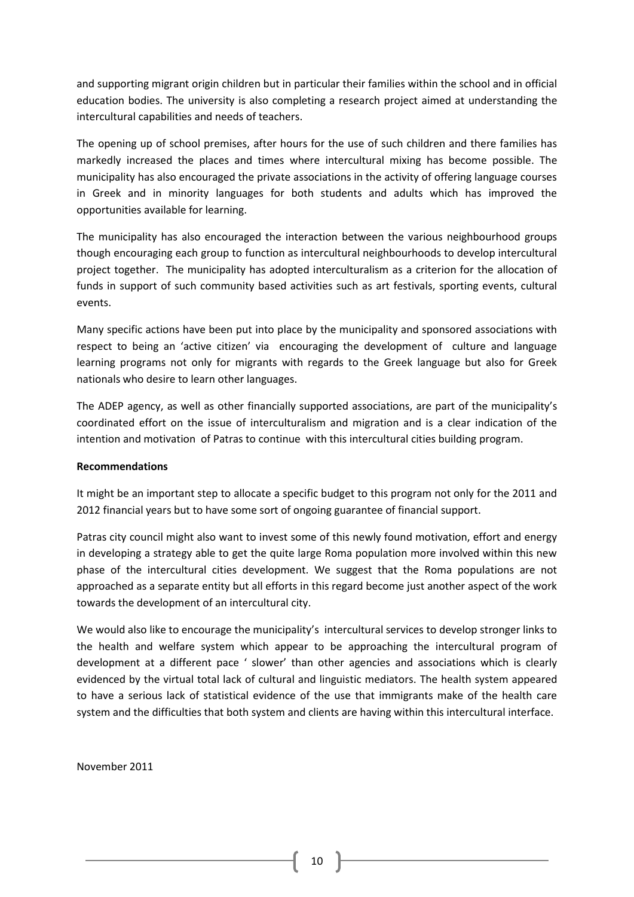and supporting migrant origin children but in particular their families within the school and in official education bodies. The university is also completing a research project aimed at understanding the intercultural capabilities and needs of teachers.

The opening up of school premises, after hours for the use of such children and there families has markedly increased the places and times where intercultural mixing has become possible. The municipality has also encouraged the private associations in the activity of offering language courses in Greek and in minority languages for both students and adults which has improved the opportunities available for learning.

The municipality has also encouraged the interaction between the various neighbourhood groups though encouraging each group to function as intercultural neighbourhoods to develop intercultural project together. The municipality has adopted interculturalism as a criterion for the allocation of funds in support of such community based activities such as art festivals, sporting events, cultural events.

Many specific actions have been put into place by the municipality and sponsored associations with respect to being an 'active citizen' via encouraging the development of culture and language learning programs not only for migrants with regards to the Greek language but also for Greek nationals who desire to learn other languages.

The ADEP agency, as well as other financially supported associations, are part of the municipality's coordinated effort on the issue of interculturalism and migration and is a clear indication of the intention and motivation of Patras to continue with this intercultural cities building program.

**Recommendations**

It might be an important step to allocate a specific budget to this program not only for the 2011 and 2012 financial years but to have some sort of ongoing guarantee of financial support.

Patras city council might also want to invest some of this newly found motivation, effort and energy in developing a strategy able to get the quite large Roma population more involved within this new phase of the intercultural cities development. We suggest that the Roma populations are not approached as a separate entity but all efforts in this regard become just another aspect of the work towards the development of an intercultural city.

We would also like to encourage the municipality's intercultural services to develop stronger links to the health and welfare system which appear to be approaching the intercultural program of development at a different pace ' slower' than other agencies and associations which is clearly evidenced by the virtual total lack of cultural and linguistic mediators. The health system appeared to have a serious lack of statistical evidence of the use that immigrants make of the health care system and the difficulties that both system and clients are having within this intercultural interface.

November 2011